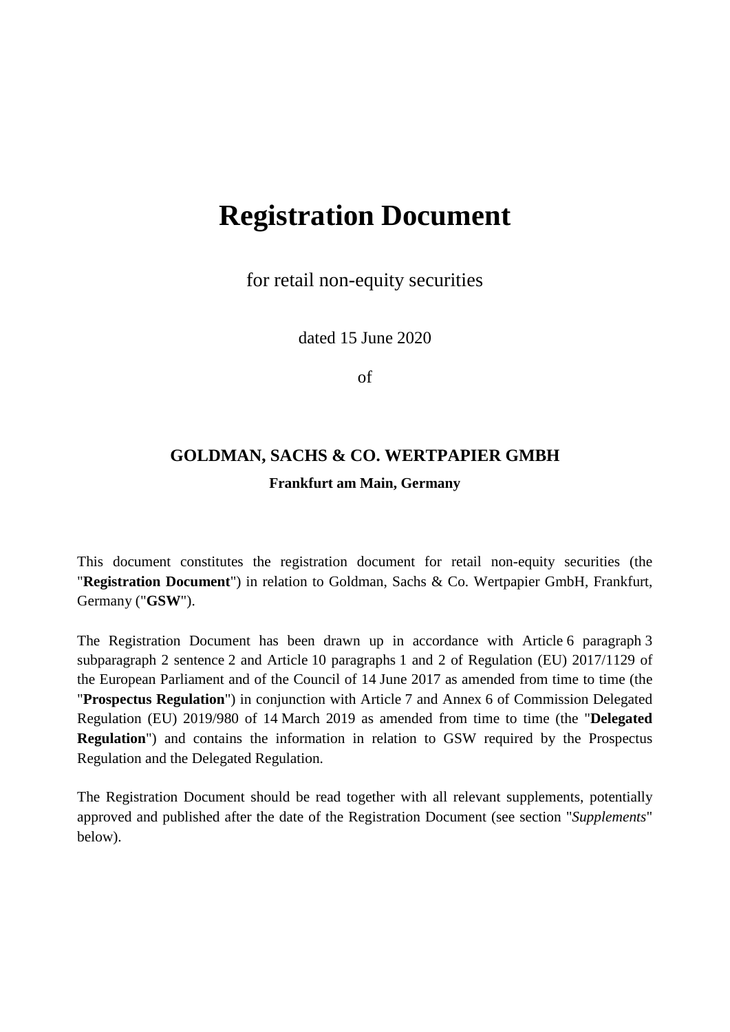# Registration Document

for retail non-equity securities

dated 15 June 2020

of

## GOLDMAN, SACHS & CO. WERTPAPIER GMBH

**Frankfurt am Main, Germany**

This document constitutes the registration document for retail non-equity securities (the "**Registration Document**") in relation to Goldman, Sachs & Co. Wertpapier GmbH, Frankfurt, Germany ("**GSW**").

The Registration Document has been drawn up in accordance with Article 6 paragraph 3 subparagraph 2 sentence 2 and Article 10 paragraphs 1 and 2 of Regulation (EU) 2017/1129 of the European Parliament and of the Council of 14 June 2017 as amended from time to time (the "**Prospectus Regulation**") in conjunction with Article 7 and Annex 6 of Commission Delegated Regulation (EU) 2019/980 of 14 March 2019 as amended from time to time (the "**Delegated Regulation**") and contains the information in relation to GSW required by the Prospectus Regulation and the Delegated Regulation.

The Registration Document should be read together with all relevant supplements, potentially approved and published after the date of the Registration Document (see section "*Supplements*" below).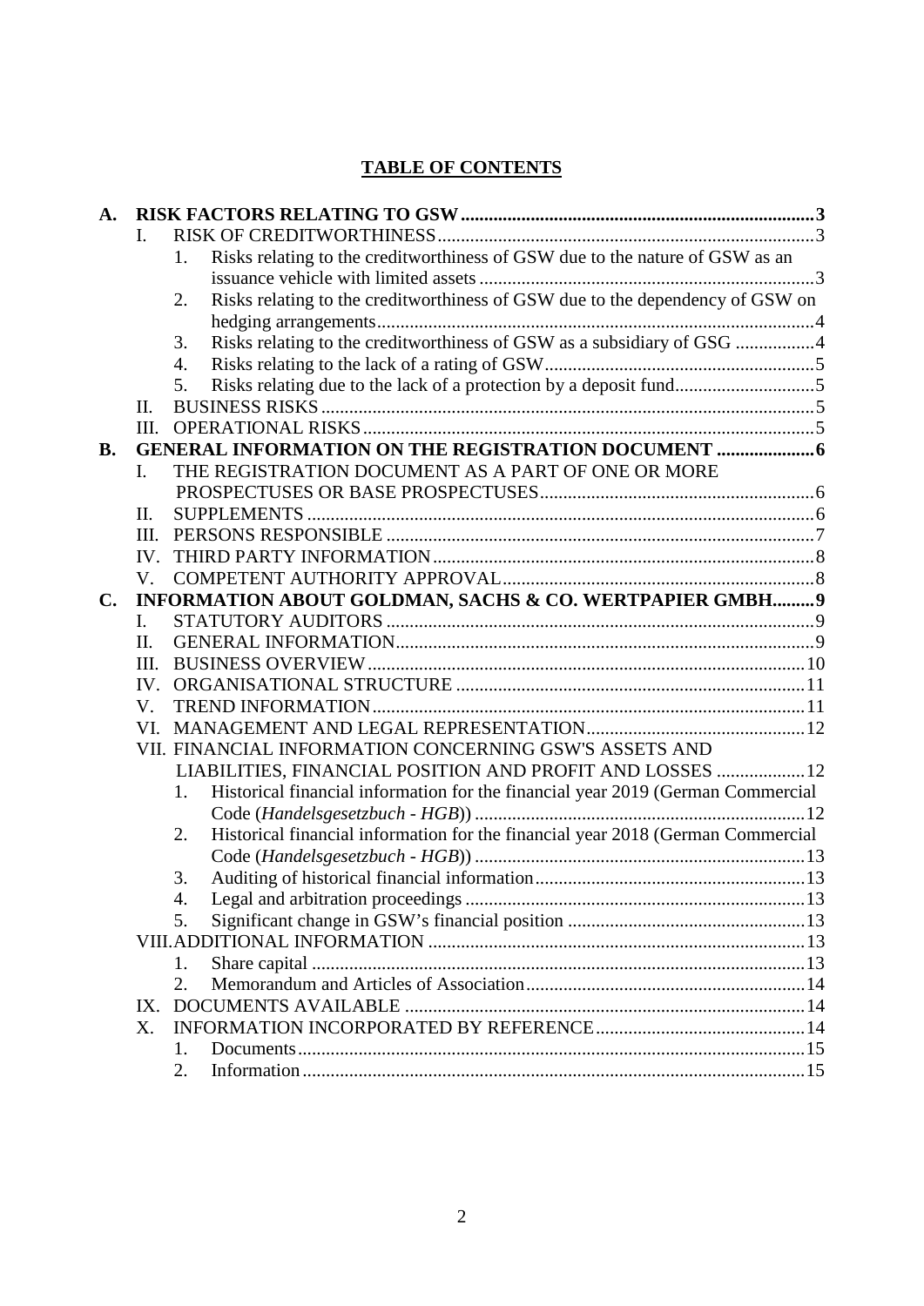## TABLE OF CONTENTS

**A. RISK FACTORS RELATING TO GSW** ..... **3**

- I. RISK OF CREDITWORTHINESS ..... 3
  - 1. Risks relating to the creditworthiness of GSW due to the nature of GSW as an issuance vehicle with limited assets ..... 3
  - 2. Risks relating to the creditworthiness of GSW due to the dependency of GSW on hedging arrangements ..... 4
  - 3. Risks relating to the creditworthiness of GSW as a subsidiary of GSG ..... 4
  - 4. Risks relating to the lack of a rating of GSW ..... 5
  - 5. Risks relating due to the lack of a protection by a deposit fund ..... 5
- II. BUSINESS RISKS ..... 5
- III. OPERATIONAL RISKS ..... 5

**B. GENERAL INFORMATION ON THE REGISTRATION DOCUMENT** ..... **6**

- I. THE REGISTRATION DOCUMENT AS A PART OF ONE OR MORE PROSPECTUSES OR BASE PROSPECTUSES ..... 6
- II. SUPPLEMENTS ..... 6
- III. PERSONS RESPONSIBLE ..... 7
- IV. THIRD PARTY INFORMATION ..... 8
- V. COMPETENT AUTHORITY APPROVAL ..... 8

**C. INFORMATION ABOUT GOLDMAN, SACHS & CO. WERTPAPIER GMBH** ..... **9**

- I. STATUTORY AUDITORS ..... 9
- II. GENERAL INFORMATION ..... 9
- III. BUSINESS OVERVIEW ..... 10
- IV. ORGANISATIONAL STRUCTURE ..... 11
- V. TREND INFORMATION ..... 11
- VI. MANAGEMENT AND LEGAL REPRESENTATION ..... 12
- VII. FINANCIAL INFORMATION CONCERNING GSW'S ASSETS AND LIABILITIES, FINANCIAL POSITION AND PROFIT AND LOSSES ..... 12
  - 1. Historical financial information for the financial year 2019 (German Commercial Code (*Handelsgesetzbuch - HGB*)) ..... 12
  - 2. Historical financial information for the financial year 2018 (German Commercial Code (*Handelsgesetzbuch - HGB*)) ..... 13
  - 3. Auditing of historical financial information ..... 13
  - 4. Legal and arbitration proceedings ..... 13
  - 5. Significant change in GSW's financial position ..... 13
- VIII. ADDITIONAL INFORMATION ..... 13
  - 1. Share capital ..... 13
  - 2. Memorandum and Articles of Association ..... 14
- IX. DOCUMENTS AVAILABLE ..... 14
- X. INFORMATION INCORPORATED BY REFERENCE ..... 14
  - 1. Documents ..... 15
  - 2. Information ..... 15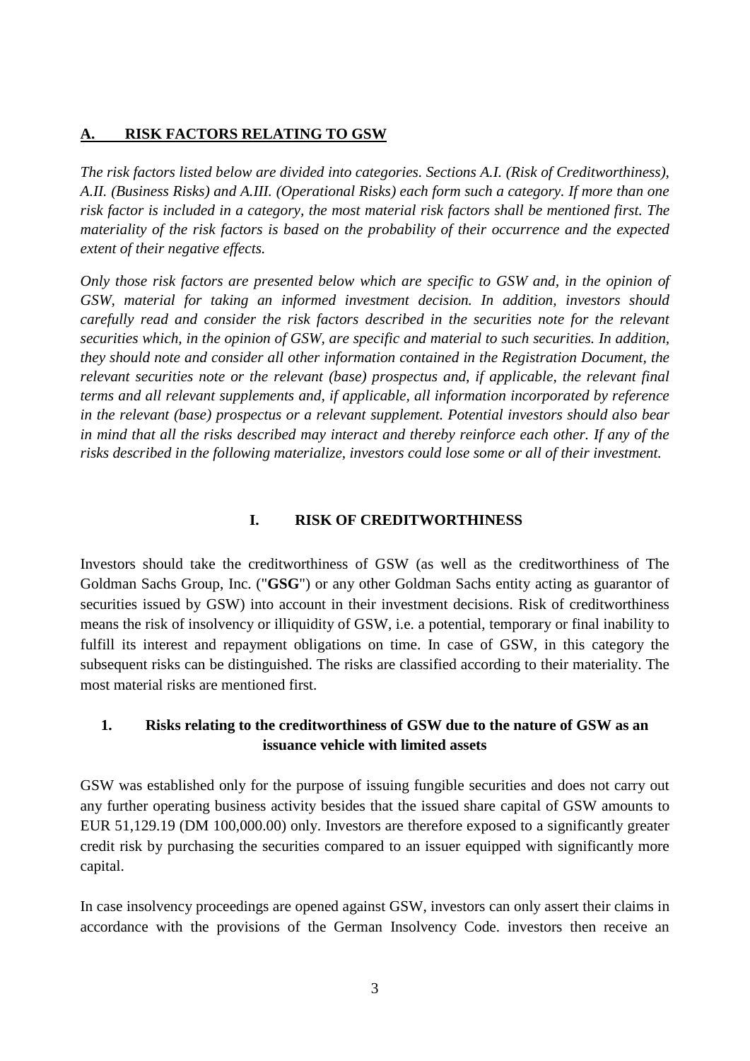## A. RISK FACTORS RELATING TO GSW

*The risk factors listed below are divided into categories. Sections A.I. (Risk of Creditworthiness), A.II. (Business Risks) and A.III. (Operational Risks) each form such a category. If more than one risk factor is included in a category, the most material risk factors shall be mentioned first. The materiality of the risk factors is based on the probability of their occurrence and the expected extent of their negative effects.*

*Only those risk factors are presented below which are specific to GSW and, in the opinion of GSW, material for taking an informed investment decision. In addition, investors should carefully read and consider the risk factors described in the securities note for the relevant securities which, in the opinion of GSW, are specific and material to such securities. In addition, they should note and consider all other information contained in the Registration Document, the relevant securities note or the relevant (base) prospectus and, if applicable, the relevant final terms and all relevant supplements and, if applicable, all information incorporated by reference in the relevant (base) prospectus or a relevant supplement. Potential investors should also bear in mind that all the risks described may interact and thereby reinforce each other. If any of the risks described in the following materialize, investors could lose some or all of their investment.*

### I. RISK OF CREDITWORTHINESS

Investors should take the creditworthiness of GSW (as well as the creditworthiness of The Goldman Sachs Group, Inc. ("**GSG**") or any other Goldman Sachs entity acting as guarantor of securities issued by GSW) into account in their investment decisions. Risk of creditworthiness means the risk of insolvency or illiquidity of GSW, i.e. a potential, temporary or final inability to fulfill its interest and repayment obligations on time. In case of GSW, in this category the subsequent risks can be distinguished. The risks are classified according to their materiality. The most material risks are mentioned first.

#### 1. Risks relating to the creditworthiness of GSW due to the nature of GSW as an issuance vehicle with limited assets

GSW was established only for the purpose of issuing fungible securities and does not carry out any further operating business activity besides that the issued share capital of GSW amounts to EUR 51,129.19 (DM 100,000.00) only. Investors are therefore exposed to a significantly greater credit risk by purchasing the securities compared to an issuer equipped with significantly more capital.

In case insolvency proceedings are opened against GSW, investors can only assert their claims in accordance with the provisions of the German Insolvency Code. investors then receive an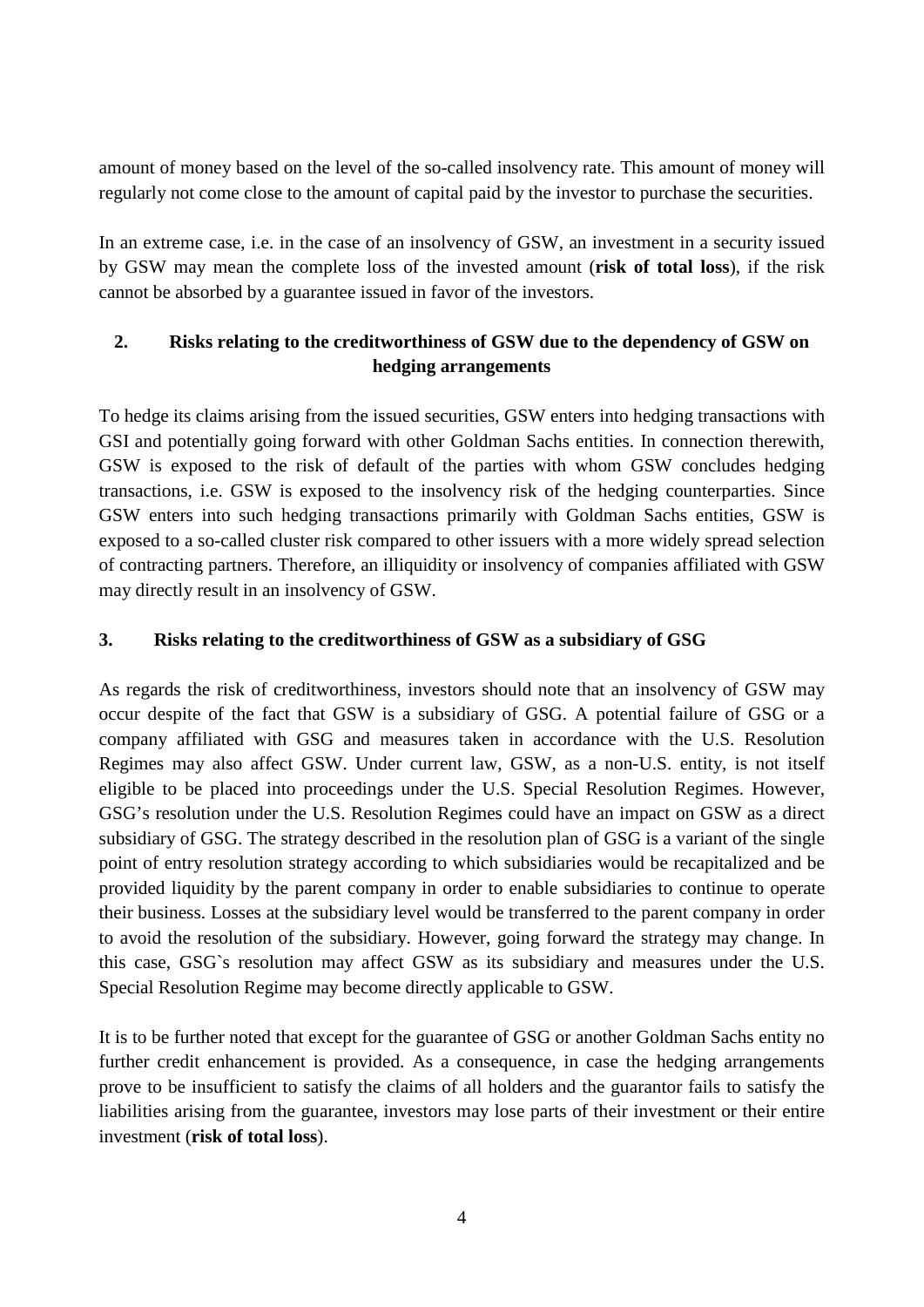amount of money based on the level of the so-called insolvency rate. This amount of money will regularly not come close to the amount of capital paid by the investor to purchase the securities.

In an extreme case, i.e. in the case of an insolvency of GSW, an investment in a security issued by GSW may mean the complete loss of the invested amount (**risk of total loss**), if the risk cannot be absorbed by a guarantee issued in favor of the investors.

## 2. Risks relating to the creditworthiness of GSW due to the dependency of GSW on hedging arrangements

To hedge its claims arising from the issued securities, GSW enters into hedging transactions with GSI and potentially going forward with other Goldman Sachs entities. In connection therewith, GSW is exposed to the risk of default of the parties with whom GSW concludes hedging transactions, i.e. GSW is exposed to the insolvency risk of the hedging counterparties. Since GSW enters into such hedging transactions primarily with Goldman Sachs entities, GSW is exposed to a so-called cluster risk compared to other issuers with a more widely spread selection of contracting partners. Therefore, an illiquidity or insolvency of companies affiliated with GSW may directly result in an insolvency of GSW.

## 3. Risks relating to the creditworthiness of GSW as a subsidiary of GSG

As regards the risk of creditworthiness, investors should note that an insolvency of GSW may occur despite of the fact that GSW is a subsidiary of GSG. A potential failure of GSG or a company affiliated with GSG and measures taken in accordance with the U.S. Resolution Regimes may also affect GSW. Under current law, GSW, as a non-U.S. entity, is not itself eligible to be placed into proceedings under the U.S. Special Resolution Regimes. However, GSG's resolution under the U.S. Resolution Regimes could have an impact on GSW as a direct subsidiary of GSG. The strategy described in the resolution plan of GSG is a variant of the single point of entry resolution strategy according to which subsidiaries would be recapitalized and be provided liquidity by the parent company in order to enable subsidiaries to continue to operate their business. Losses at the subsidiary level would be transferred to the parent company in order to avoid the resolution of the subsidiary. However, going forward the strategy may change. In this case, GSG`s resolution may affect GSW as its subsidiary and measures under the U.S. Special Resolution Regime may become directly applicable to GSW.

It is to be further noted that except for the guarantee of GSG or another Goldman Sachs entity no further credit enhancement is provided. As a consequence, in case the hedging arrangements prove to be insufficient to satisfy the claims of all holders and the guarantor fails to satisfy the liabilities arising from the guarantee, investors may lose parts of their investment or their entire investment (**risk of total loss**).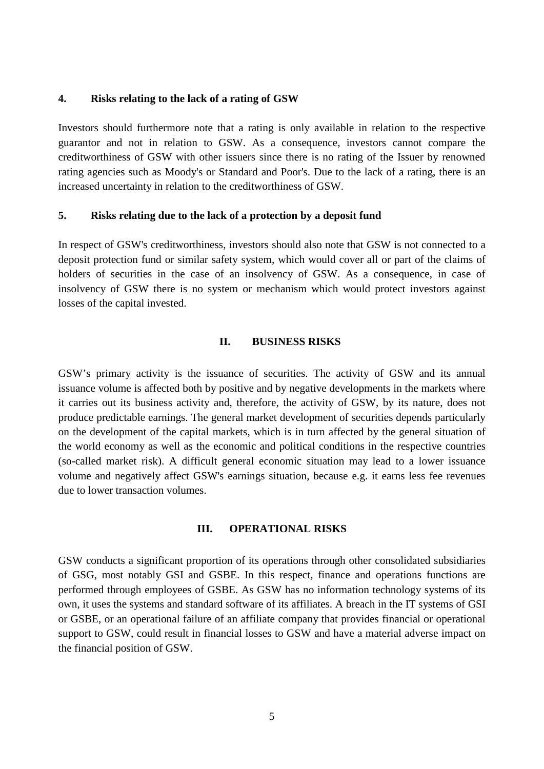**4. Risks relating to the lack of a rating of GSW**

Investors should furthermore note that a rating is only available in relation to the respective guarantor and not in relation to GSW. As a consequence, investors cannot compare the creditworthiness of GSW with other issuers since there is no rating of the Issuer by renowned rating agencies such as Moody's or Standard and Poor's. Due to the lack of a rating, there is an increased uncertainty in relation to the creditworthiness of GSW.

**5. Risks relating due to the lack of a protection by a deposit fund**

In respect of GSW's creditworthiness, investors should also note that GSW is not connected to a deposit protection fund or similar safety system, which would cover all or part of the claims of holders of securities in the case of an insolvency of GSW. As a consequence, in case of insolvency of GSW there is no system or mechanism which would protect investors against losses of the capital invested.

## II. BUSINESS RISKS

GSW's primary activity is the issuance of securities. The activity of GSW and its annual issuance volume is affected both by positive and by negative developments in the markets where it carries out its business activity and, therefore, the activity of GSW, by its nature, does not produce predictable earnings. The general market development of securities depends particularly on the development of the capital markets, which is in turn affected by the general situation of the world economy as well as the economic and political conditions in the respective countries (so-called market risk). A difficult general economic situation may lead to a lower issuance volume and negatively affect GSW's earnings situation, because e.g. it earns less fee revenues due to lower transaction volumes.

## III. OPERATIONAL RISKS

GSW conducts a significant proportion of its operations through other consolidated subsidiaries of GSG, most notably GSI and GSBE. In this respect, finance and operations functions are performed through employees of GSBE. As GSW has no information technology systems of its own, it uses the systems and standard software of its affiliates. A breach in the IT systems of GSI or GSBE, or an operational failure of an affiliate company that provides financial or operational support to GSW, could result in financial losses to GSW and have a material adverse impact on the financial position of GSW.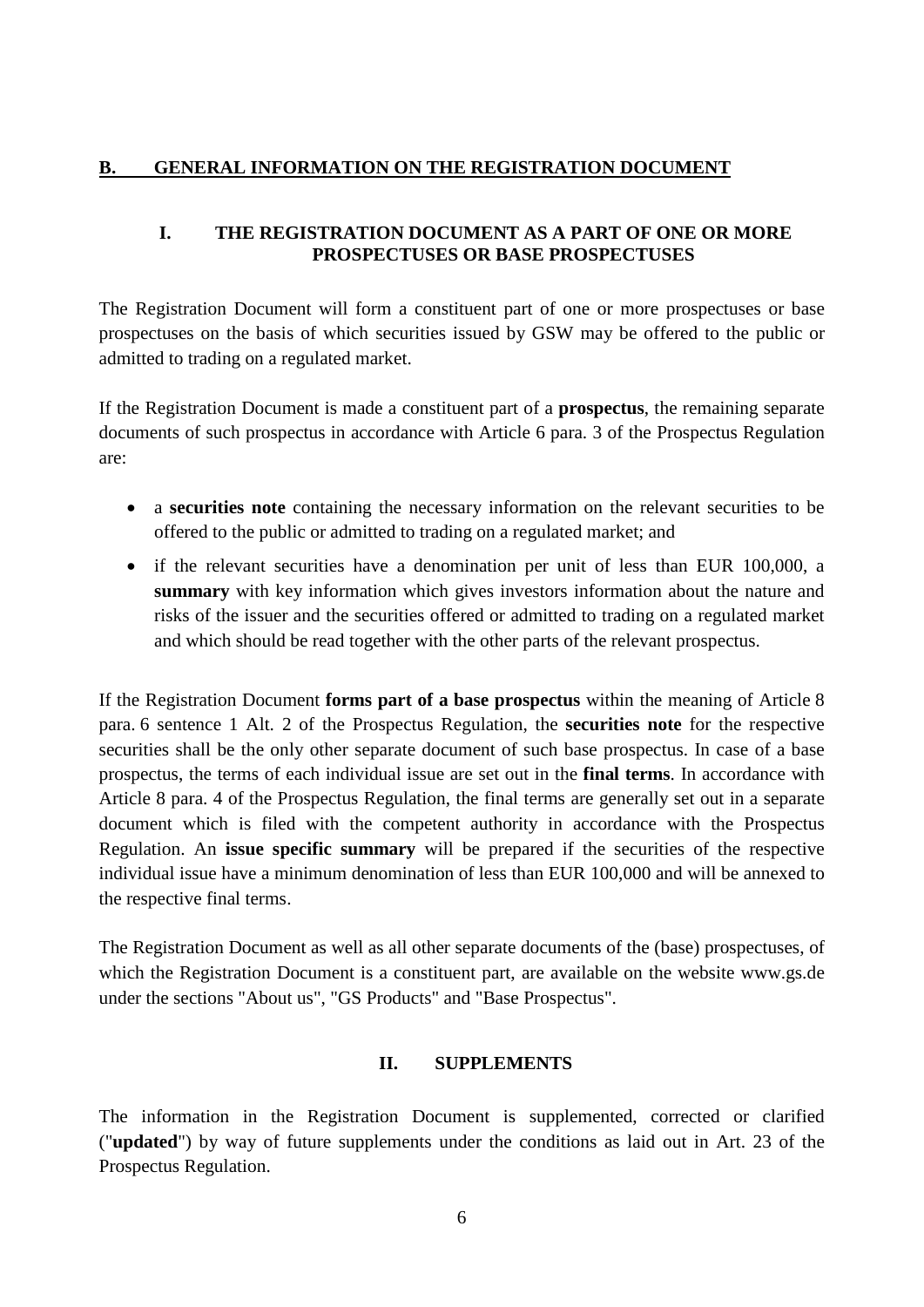## B. GENERAL INFORMATION ON THE REGISTRATION DOCUMENT

### I. THE REGISTRATION DOCUMENT AS A PART OF ONE OR MORE PROSPECTUSES OR BASE PROSPECTUSES

The Registration Document will form a constituent part of one or more prospectuses or base prospectuses on the basis of which securities issued by GSW may be offered to the public or admitted to trading on a regulated market.

If the Registration Document is made a constituent part of a **prospectus**, the remaining separate documents of such prospectus in accordance with Article 6 para. 3 of the Prospectus Regulation are:

- a **securities note** containing the necessary information on the relevant securities to be offered to the public or admitted to trading on a regulated market; and
- if the relevant securities have a denomination per unit of less than EUR 100,000, a **summary** with key information which gives investors information about the nature and risks of the issuer and the securities offered or admitted to trading on a regulated market and which should be read together with the other parts of the relevant prospectus.

If the Registration Document **forms part of a base prospectus** within the meaning of Article 8 para. 6 sentence 1 Alt. 2 of the Prospectus Regulation, the **securities note** for the respective securities shall be the only other separate document of such base prospectus. In case of a base prospectus, the terms of each individual issue are set out in the **final terms**. In accordance with Article 8 para. 4 of the Prospectus Regulation, the final terms are generally set out in a separate document which is filed with the competent authority in accordance with the Prospectus Regulation. An **issue specific summary** will be prepared if the securities of the respective individual issue have a minimum denomination of less than EUR 100,000 and will be annexed to the respective final terms.

The Registration Document as well as all other separate documents of the (base) prospectuses, of which the Registration Document is a constituent part, are available on the website www.gs.de under the sections "About us", "GS Products" and "Base Prospectus".

### II. SUPPLEMENTS

The information in the Registration Document is supplemented, corrected or clarified ("**updated**") by way of future supplements under the conditions as laid out in Art. 23 of the Prospectus Regulation.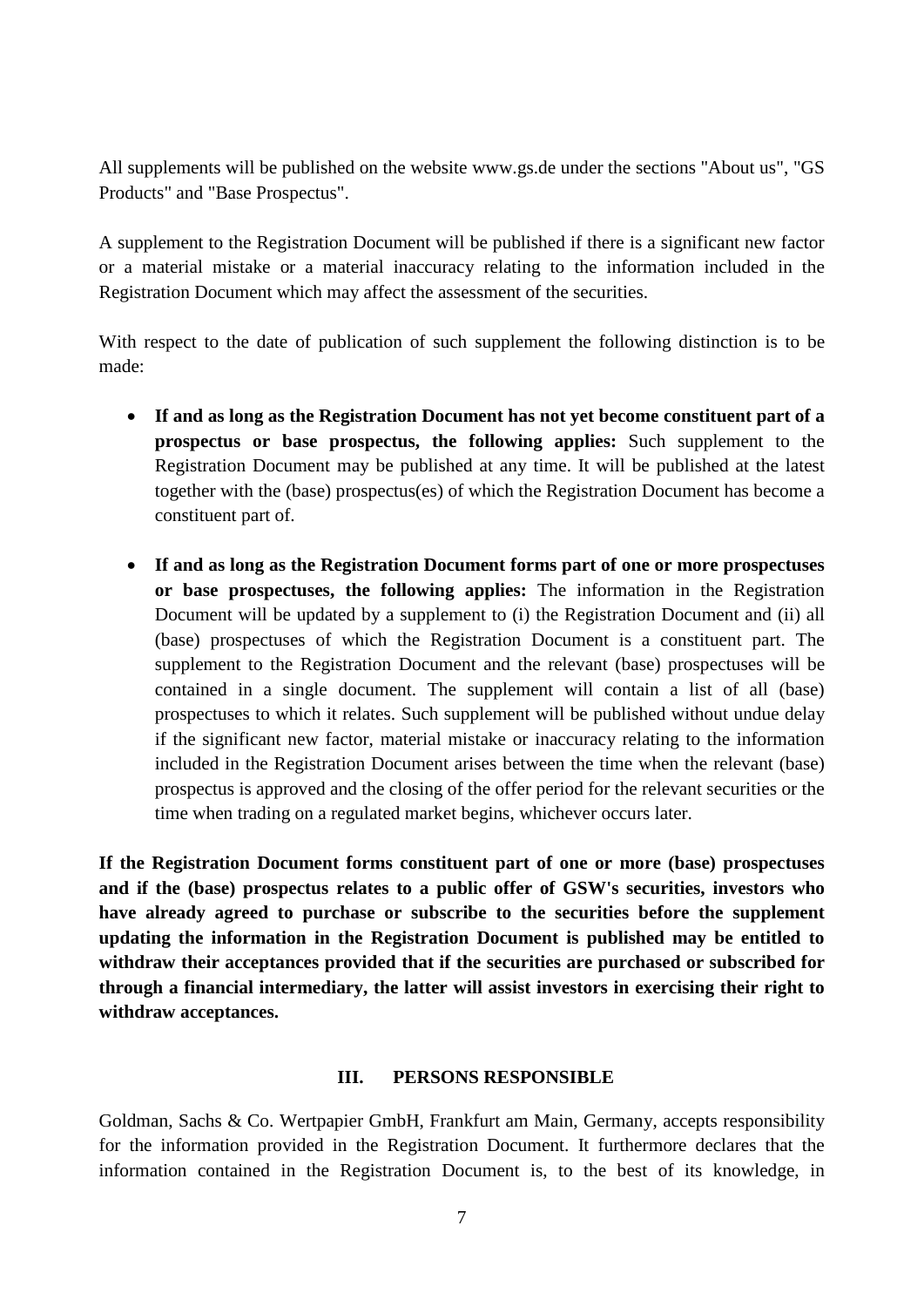All supplements will be published on the website www.gs.de under the sections "About us", "GS Products" and "Base Prospectus".

A supplement to the Registration Document will be published if there is a significant new factor or a material mistake or a material inaccuracy relating to the information included in the Registration Document which may affect the assessment of the securities.

With respect to the date of publication of such supplement the following distinction is to be made:

- **If and as long as the Registration Document has not yet become constituent part of a prospectus or base prospectus, the following applies:** Such supplement to the Registration Document may be published at any time. It will be published at the latest together with the (base) prospectus(es) of which the Registration Document has become a constituent part of.

- **If and as long as the Registration Document forms part of one or more prospectuses or base prospectuses, the following applies:** The information in the Registration Document will be updated by a supplement to (i) the Registration Document and (ii) all (base) prospectuses of which the Registration Document is a constituent part. The supplement to the Registration Document and the relevant (base) prospectuses will be contained in a single document. The supplement will contain a list of all (base) prospectuses to which it relates. Such supplement will be published without undue delay if the significant new factor, material mistake or inaccuracy relating to the information included in the Registration Document arises between the time when the relevant (base) prospectus is approved and the closing of the offer period for the relevant securities or the time when trading on a regulated market begins, whichever occurs later.

**If the Registration Document forms constituent part of one or more (base) prospectuses and if the (base) prospectus relates to a public offer of GSW's securities, investors who have already agreed to purchase or subscribe to the securities before the supplement updating the information in the Registration Document is published may be entitled to withdraw their acceptances provided that if the securities are purchased or subscribed for through a financial intermediary, the latter will assist investors in exercising their right to withdraw acceptances.**

## III. PERSONS RESPONSIBLE

Goldman, Sachs & Co. Wertpapier GmbH, Frankfurt am Main, Germany, accepts responsibility for the information provided in the Registration Document. It furthermore declares that the information contained in the Registration Document is, to the best of its knowledge, in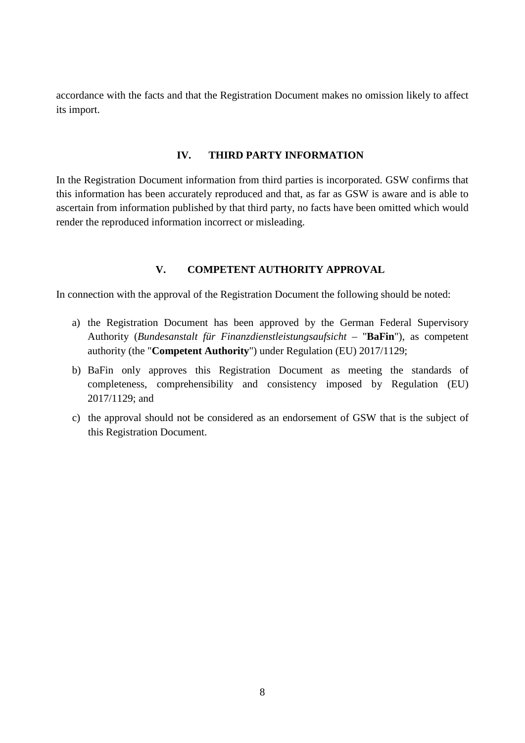accordance with the facts and that the Registration Document makes no omission likely to affect its import.

## IV. THIRD PARTY INFORMATION

In the Registration Document information from third parties is incorporated. GSW confirms that this information has been accurately reproduced and that, as far as GSW is aware and is able to ascertain from information published by that third party, no facts have been omitted which would render the reproduced information incorrect or misleading.

## V. COMPETENT AUTHORITY APPROVAL

In connection with the approval of the Registration Document the following should be noted:

a) the Registration Document has been approved by the German Federal Supervisory Authority (*Bundesanstalt für Finanzdienstleistungsaufsicht* – "**BaFin**"), as competent authority (the "**Competent Authority**") under Regulation (EU) 2017/1129;

b) BaFin only approves this Registration Document as meeting the standards of completeness, comprehensibility and consistency imposed by Regulation (EU) 2017/1129; and

c) the approval should not be considered as an endorsement of GSW that is the subject of this Registration Document.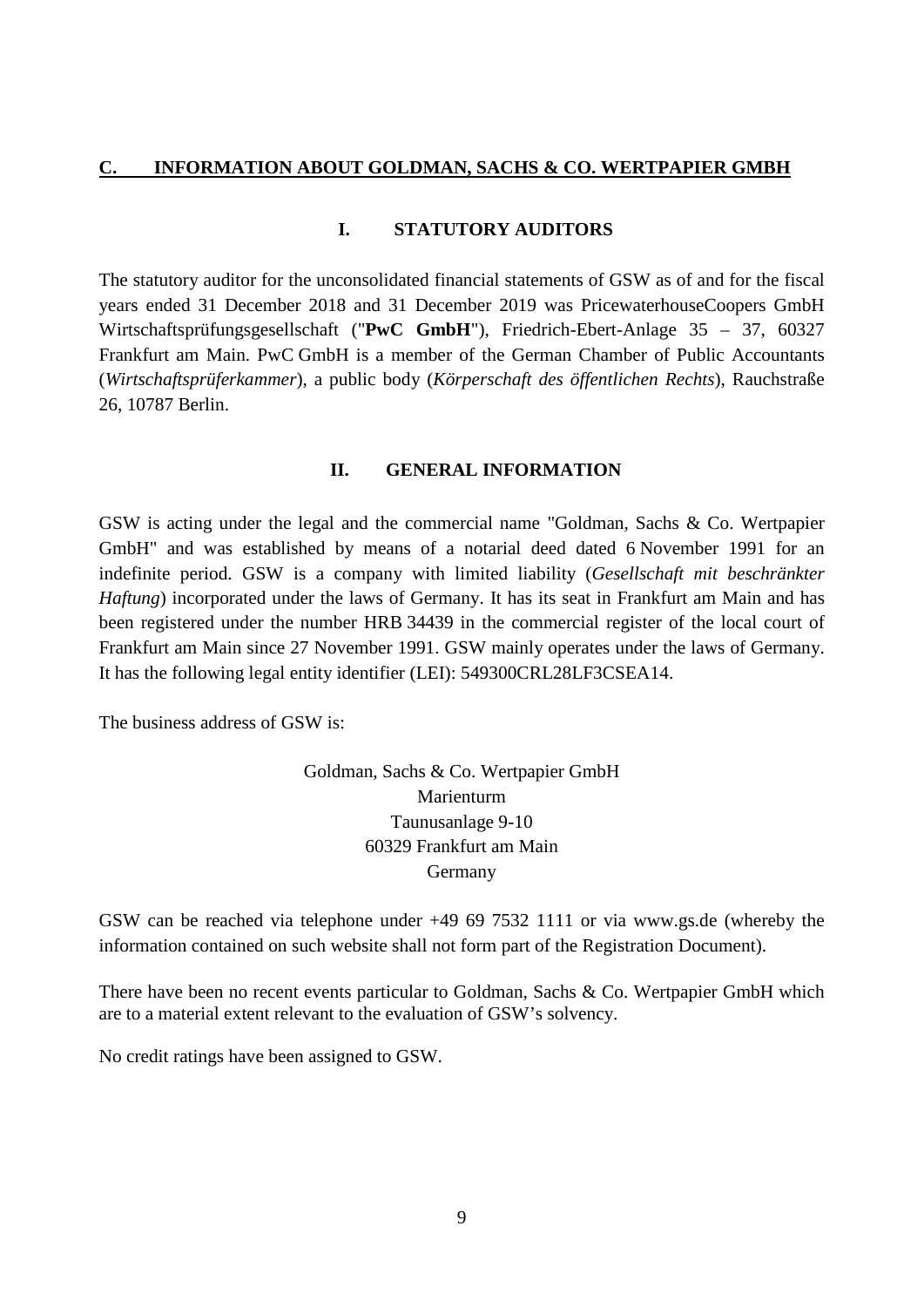## C. INFORMATION ABOUT GOLDMAN, SACHS & CO. WERTPAPIER GMBH

### I. STATUTORY AUDITORS

The statutory auditor for the unconsolidated financial statements of GSW as of and for the fiscal years ended 31 December 2018 and 31 December 2019 was PricewaterhouseCoopers GmbH Wirtschaftsprüfungsgesellschaft ("**PwC GmbH**"), Friedrich-Ebert-Anlage 35 – 37, 60327 Frankfurt am Main. PwC GmbH is a member of the German Chamber of Public Accountants (*Wirtschaftsprüferkammer*), a public body (*Körperschaft des öffentlichen Rechts*), Rauchstraße 26, 10787 Berlin.

### II. GENERAL INFORMATION

GSW is acting under the legal and the commercial name "Goldman, Sachs & Co. Wertpapier GmbH" and was established by means of a notarial deed dated 6 November 1991 for an indefinite period. GSW is a company with limited liability (*Gesellschaft mit beschränkter Haftung*) incorporated under the laws of Germany. It has its seat in Frankfurt am Main and has been registered under the number HRB 34439 in the commercial register of the local court of Frankfurt am Main since 27 November 1991. GSW mainly operates under the laws of Germany. It has the following legal entity identifier (LEI): 549300CRL28LF3CSEA14.

The business address of GSW is:

Goldman, Sachs & Co. Wertpapier GmbH
Marienturm
Taunusanlage 9-10
60329 Frankfurt am Main
Germany

GSW can be reached via telephone under +49 69 7532 1111 or via www.gs.de (whereby the information contained on such website shall not form part of the Registration Document).

There have been no recent events particular to Goldman, Sachs & Co. Wertpapier GmbH which are to a material extent relevant to the evaluation of GSW's solvency.

No credit ratings have been assigned to GSW.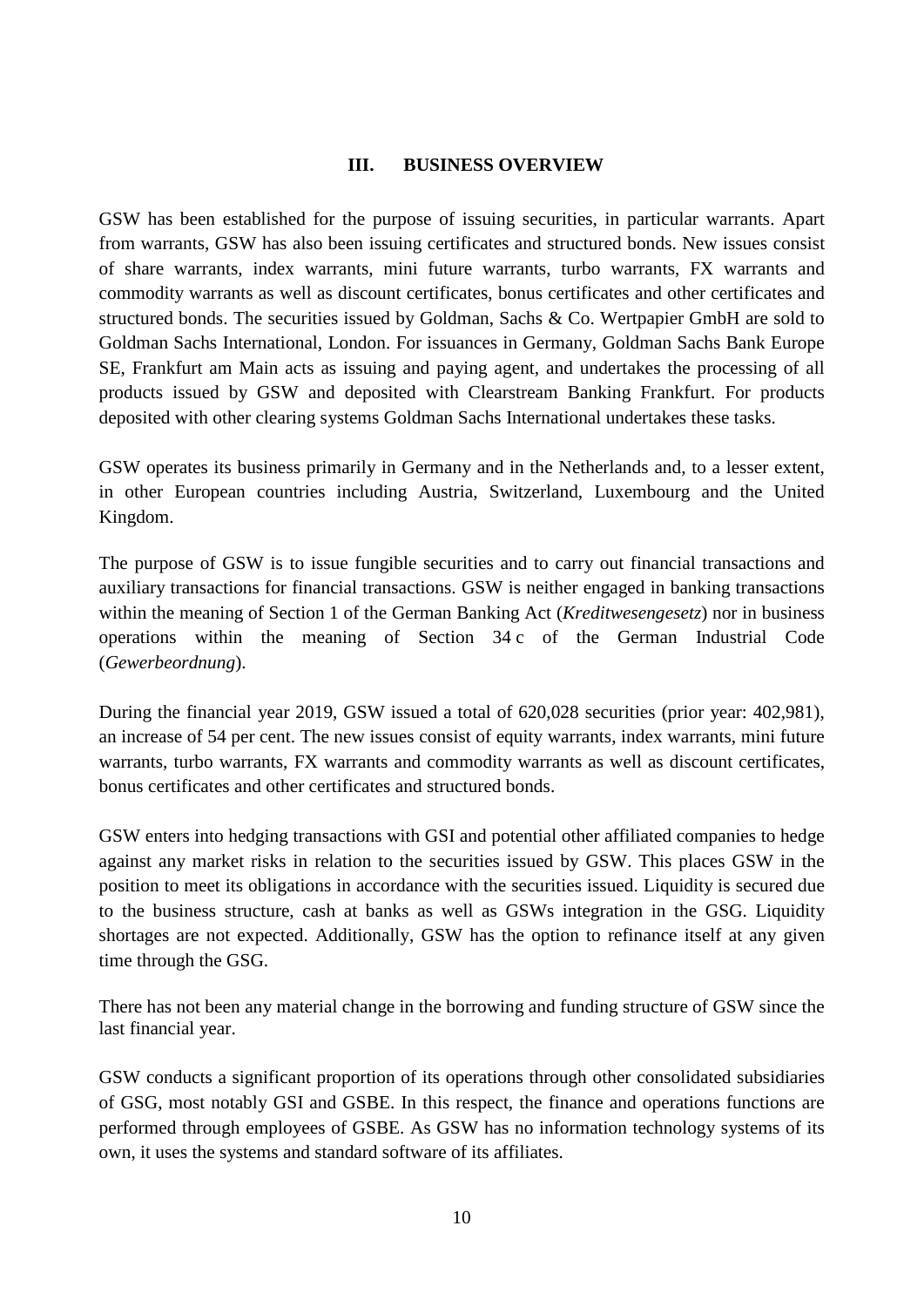## III. BUSINESS OVERVIEW

GSW has been established for the purpose of issuing securities, in particular warrants. Apart from warrants, GSW has also been issuing certificates and structured bonds. New issues consist of share warrants, index warrants, mini future warrants, turbo warrants, FX warrants and commodity warrants as well as discount certificates, bonus certificates and other certificates and structured bonds. The securities issued by Goldman, Sachs & Co. Wertpapier GmbH are sold to Goldman Sachs International, London. For issuances in Germany, Goldman Sachs Bank Europe SE, Frankfurt am Main acts as issuing and paying agent, and undertakes the processing of all products issued by GSW and deposited with Clearstream Banking Frankfurt. For products deposited with other clearing systems Goldman Sachs International undertakes these tasks.

GSW operates its business primarily in Germany and in the Netherlands and, to a lesser extent, in other European countries including Austria, Switzerland, Luxembourg and the United Kingdom.

The purpose of GSW is to issue fungible securities and to carry out financial transactions and auxiliary transactions for financial transactions. GSW is neither engaged in banking transactions within the meaning of Section 1 of the German Banking Act (*Kreditwesengesetz*) nor in business operations within the meaning of Section 34 c of the German Industrial Code (*Gewerbeordnung*).

During the financial year 2019, GSW issued a total of 620,028 securities (prior year: 402,981), an increase of 54 per cent. The new issues consist of equity warrants, index warrants, mini future warrants, turbo warrants, FX warrants and commodity warrants as well as discount certificates, bonus certificates and other certificates and structured bonds.

GSW enters into hedging transactions with GSI and potential other affiliated companies to hedge against any market risks in relation to the securities issued by GSW. This places GSW in the position to meet its obligations in accordance with the securities issued. Liquidity is secured due to the business structure, cash at banks as well as GSWs integration in the GSG. Liquidity shortages are not expected. Additionally, GSW has the option to refinance itself at any given time through the GSG.

There has not been any material change in the borrowing and funding structure of GSW since the last financial year.

GSW conducts a significant proportion of its operations through other consolidated subsidiaries of GSG, most notably GSI and GSBE. In this respect, the finance and operations functions are performed through employees of GSBE. As GSW has no information technology systems of its own, it uses the systems and standard software of its affiliates.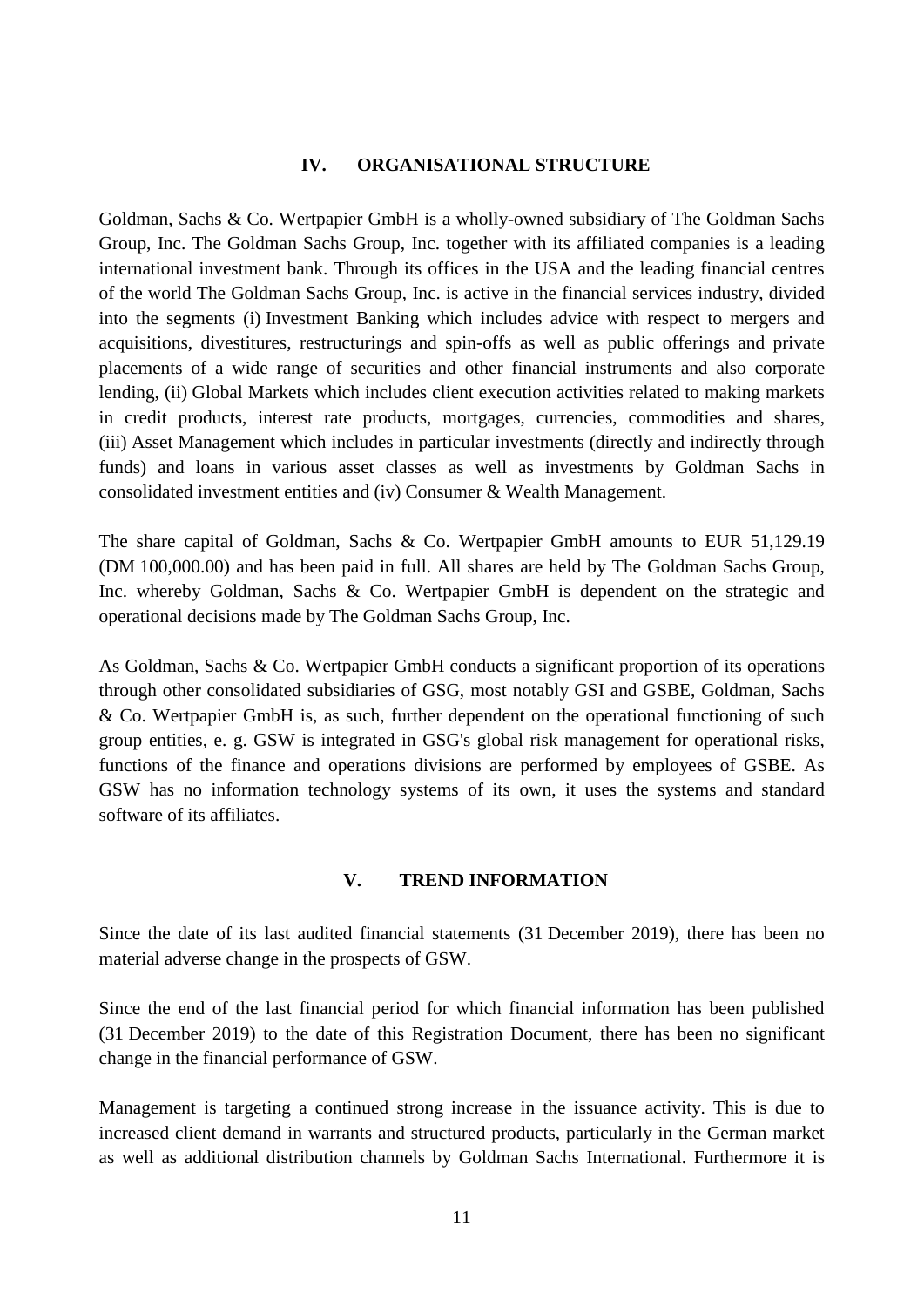## IV. ORGANISATIONAL STRUCTURE

Goldman, Sachs & Co. Wertpapier GmbH is a wholly-owned subsidiary of The Goldman Sachs Group, Inc. The Goldman Sachs Group, Inc. together with its affiliated companies is a leading international investment bank. Through its offices in the USA and the leading financial centres of the world The Goldman Sachs Group, Inc. is active in the financial services industry, divided into the segments (i) Investment Banking which includes advice with respect to mergers and acquisitions, divestitures, restructurings and spin-offs as well as public offerings and private placements of a wide range of securities and other financial instruments and also corporate lending, (ii) Global Markets which includes client execution activities related to making markets in credit products, interest rate products, mortgages, currencies, commodities and shares, (iii) Asset Management which includes in particular investments (directly and indirectly through funds) and loans in various asset classes as well as investments by Goldman Sachs in consolidated investment entities and (iv) Consumer & Wealth Management.

The share capital of Goldman, Sachs & Co. Wertpapier GmbH amounts to EUR 51,129.19 (DM 100,000.00) and has been paid in full. All shares are held by The Goldman Sachs Group, Inc. whereby Goldman, Sachs & Co. Wertpapier GmbH is dependent on the strategic and operational decisions made by The Goldman Sachs Group, Inc.

As Goldman, Sachs & Co. Wertpapier GmbH conducts a significant proportion of its operations through other consolidated subsidiaries of GSG, most notably GSI and GSBE, Goldman, Sachs & Co. Wertpapier GmbH is, as such, further dependent on the operational functioning of such group entities, e. g. GSW is integrated in GSG's global risk management for operational risks, functions of the finance and operations divisions are performed by employees of GSBE. As GSW has no information technology systems of its own, it uses the systems and standard software of its affiliates.

## V. TREND INFORMATION

Since the date of its last audited financial statements (31 December 2019), there has been no material adverse change in the prospects of GSW.

Since the end of the last financial period for which financial information has been published (31 December 2019) to the date of this Registration Document, there has been no significant change in the financial performance of GSW.

Management is targeting a continued strong increase in the issuance activity. This is due to increased client demand in warrants and structured products, particularly in the German market as well as additional distribution channels by Goldman Sachs International. Furthermore it is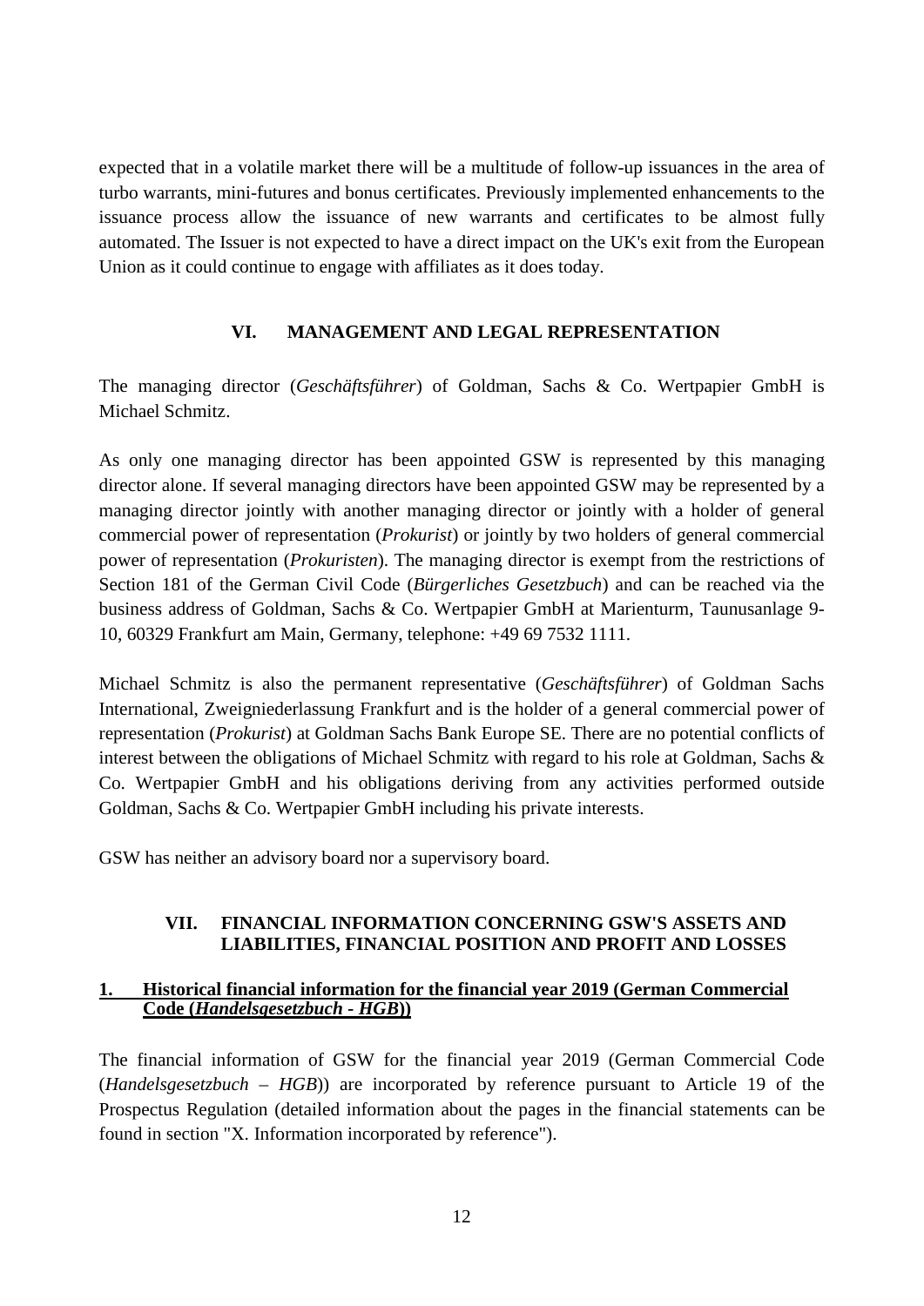expected that in a volatile market there will be a multitude of follow-up issuances in the area of turbo warrants, mini-futures and bonus certificates. Previously implemented enhancements to the issuance process allow the issuance of new warrants and certificates to be almost fully automated. The Issuer is not expected to have a direct impact on the UK's exit from the European Union as it could continue to engage with affiliates as it does today.

## VI. MANAGEMENT AND LEGAL REPRESENTATION

The managing director (*Geschäftsführer*) of Goldman, Sachs & Co. Wertpapier GmbH is Michael Schmitz.

As only one managing director has been appointed GSW is represented by this managing director alone. If several managing directors have been appointed GSW may be represented by a managing director jointly with another managing director or jointly with a holder of general commercial power of representation (*Prokurist*) or jointly by two holders of general commercial power of representation (*Prokuristen*). The managing director is exempt from the restrictions of Section 181 of the German Civil Code (*Bürgerliches Gesetzbuch*) and can be reached via the business address of Goldman, Sachs & Co. Wertpapier GmbH at Marienturm, Taunusanlage 9-10, 60329 Frankfurt am Main, Germany, telephone: +49 69 7532 1111.

Michael Schmitz is also the permanent representative (*Geschäftsführer*) of Goldman Sachs International, Zweigniederlassung Frankfurt and is the holder of a general commercial power of representation (*Prokurist*) at Goldman Sachs Bank Europe SE. There are no potential conflicts of interest between the obligations of Michael Schmitz with regard to his role at Goldman, Sachs & Co. Wertpapier GmbH and his obligations deriving from any activities performed outside Goldman, Sachs & Co. Wertpapier GmbH including his private interests.

GSW has neither an advisory board nor a supervisory board.

## VII. FINANCIAL INFORMATION CONCERNING GSW'S ASSETS AND LIABILITIES, FINANCIAL POSITION AND PROFIT AND LOSSES

### 1. Historical financial information for the financial year 2019 (German Commercial Code (*Handelsgesetzbuch - HGB*))

The financial information of GSW for the financial year 2019 (German Commercial Code (*Handelsgesetzbuch – HGB*)) are incorporated by reference pursuant to Article 19 of the Prospectus Regulation (detailed information about the pages in the financial statements can be found in section "X. Information incorporated by reference").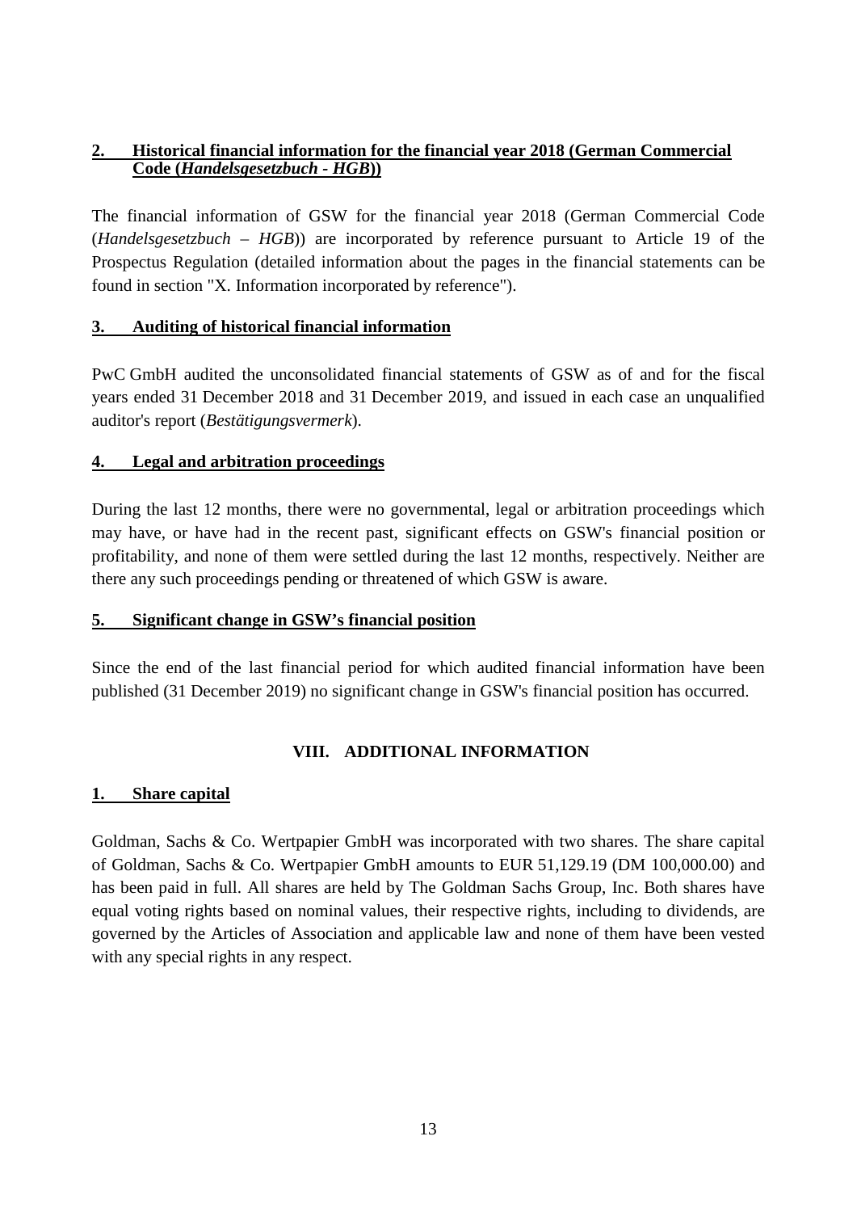## 2. Historical financial information for the financial year 2018 (German Commercial Code (*Handelsgesetzbuch - HGB*))

The financial information of GSW for the financial year 2018 (German Commercial Code (*Handelsgesetzbuch – HGB*)) are incorporated by reference pursuant to Article 19 of the Prospectus Regulation (detailed information about the pages in the financial statements can be found in section "X. Information incorporated by reference").

## 3. Auditing of historical financial information

PwC GmbH audited the unconsolidated financial statements of GSW as of and for the fiscal years ended 31 December 2018 and 31 December 2019, and issued in each case an unqualified auditor's report (*Bestätigungsvermerk*).

## 4. Legal and arbitration proceedings

During the last 12 months, there were no governmental, legal or arbitration proceedings which may have, or have had in the recent past, significant effects on GSW's financial position or profitability, and none of them were settled during the last 12 months, respectively. Neither are there any such proceedings pending or threatened of which GSW is aware.

## 5. Significant change in GSW's financial position

Since the end of the last financial period for which audited financial information have been published (31 December 2019) no significant change in GSW's financial position has occurred.

# VIII. ADDITIONAL INFORMATION

## 1. Share capital

Goldman, Sachs & Co. Wertpapier GmbH was incorporated with two shares. The share capital of Goldman, Sachs & Co. Wertpapier GmbH amounts to EUR 51,129.19 (DM 100,000.00) and has been paid in full. All shares are held by The Goldman Sachs Group, Inc. Both shares have equal voting rights based on nominal values, their respective rights, including to dividends, are governed by the Articles of Association and applicable law and none of them have been vested with any special rights in any respect.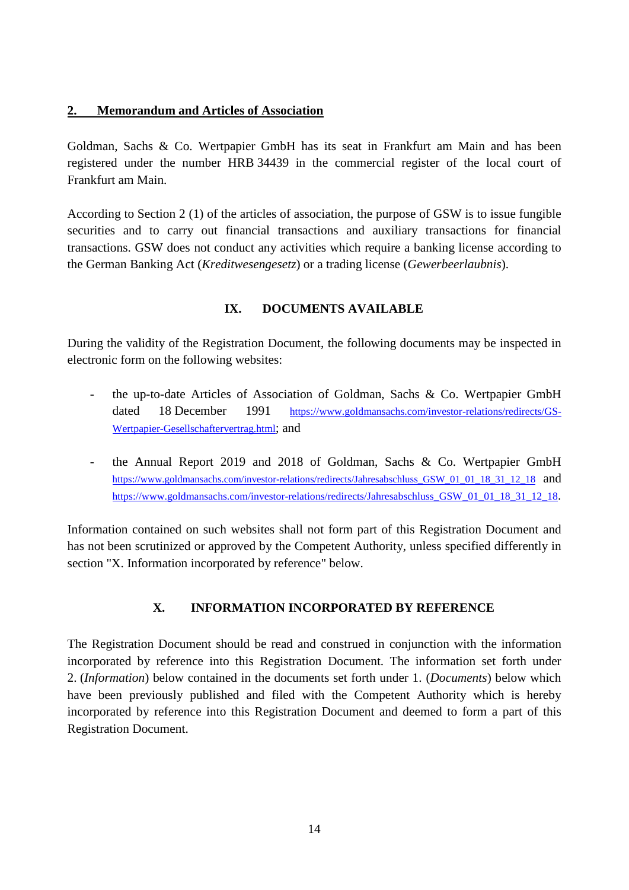### 2. Memorandum and Articles of Association

Goldman, Sachs & Co. Wertpapier GmbH has its seat in Frankfurt am Main and has been registered under the number HRB 34439 in the commercial register of the local court of Frankfurt am Main.

According to Section 2 (1) of the articles of association, the purpose of GSW is to issue fungible securities and to carry out financial transactions and auxiliary transactions for financial transactions. GSW does not conduct any activities which require a banking license according to the German Banking Act (*Kreditwesengesetz*) or a trading license (*Gewerbeerlaubnis*).

## IX. DOCUMENTS AVAILABLE

During the validity of the Registration Document, the following documents may be inspected in electronic form on the following websites:

- the up-to-date Articles of Association of Goldman, Sachs & Co. Wertpapier GmbH dated 18 December 1991 https://www.goldmansachs.com/investor-relations/redirects/GS-Wertpapier-Gesellschaftervertrag.html; and

- the Annual Report 2019 and 2018 of Goldman, Sachs & Co. Wertpapier GmbH https://www.goldmansachs.com/investor-relations/redirects/Jahresabschluss_GSW_01_01_18_31_12_18 and https://www.goldmansachs.com/investor-relations/redirects/Jahresabschluss_GSW_01_01_18_31_12_18.

Information contained on such websites shall not form part of this Registration Document and has not been scrutinized or approved by the Competent Authority, unless specified differently in section "X. Information incorporated by reference" below.

## X. INFORMATION INCORPORATED BY REFERENCE

The Registration Document should be read and construed in conjunction with the information incorporated by reference into this Registration Document. The information set forth under 2. (*Information*) below contained in the documents set forth under 1. (*Documents*) below which have been previously published and filed with the Competent Authority which is hereby incorporated by reference into this Registration Document and deemed to form a part of this Registration Document.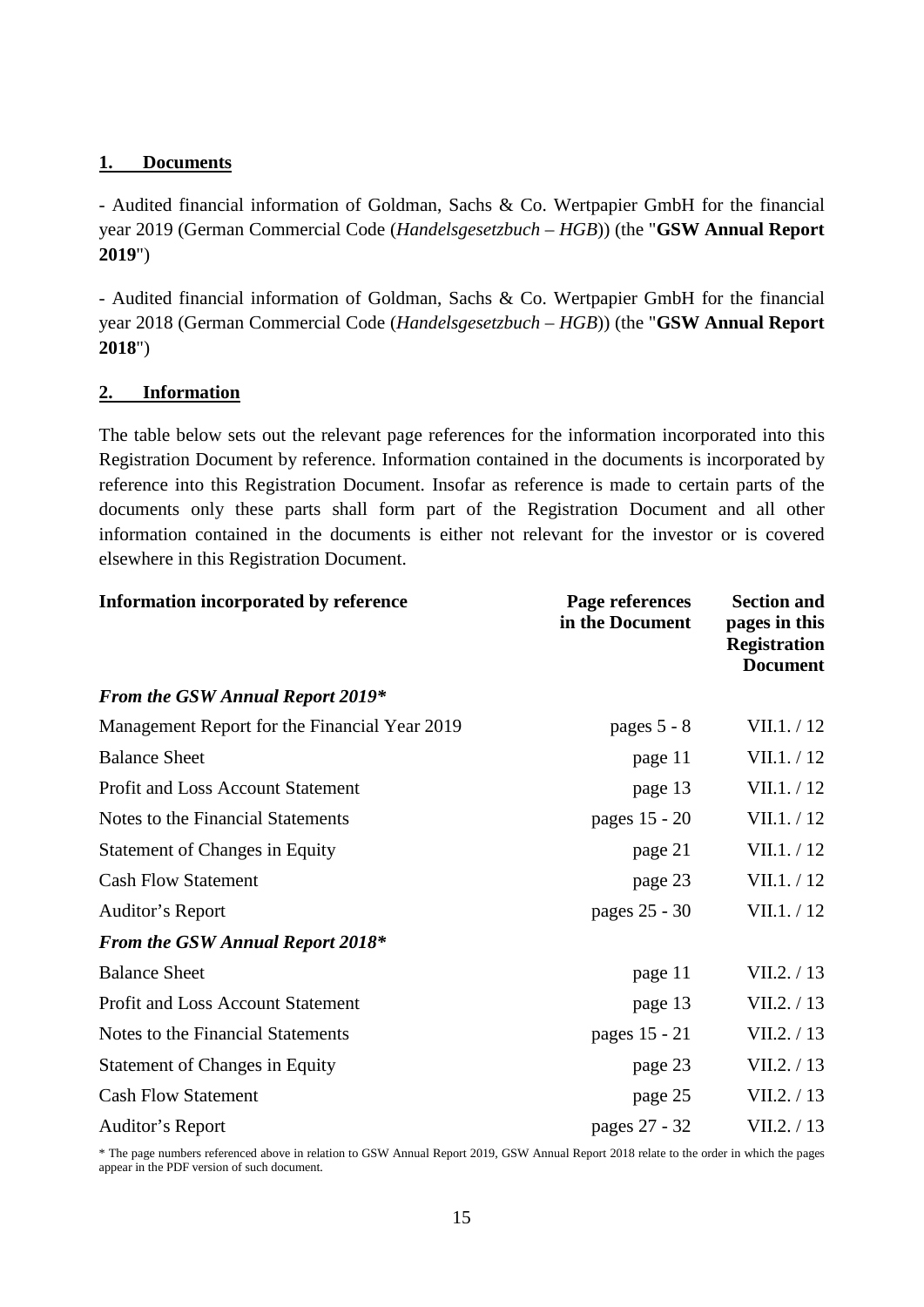## 1. Documents

- Audited financial information of Goldman, Sachs & Co. Wertpapier GmbH for the financial year 2019 (German Commercial Code (*Handelsgesetzbuch – HGB*)) (the "**GSW Annual Report 2019**")

- Audited financial information of Goldman, Sachs & Co. Wertpapier GmbH for the financial year 2018 (German Commercial Code (*Handelsgesetzbuch – HGB*)) (the "**GSW Annual Report 2018**")

## 2. Information

The table below sets out the relevant page references for the information incorporated into this Registration Document by reference. Information contained in the documents is incorporated by reference into this Registration Document. Insofar as reference is made to certain parts of the documents only these parts shall form part of the Registration Document and all other information contained in the documents is either not relevant for the investor or is covered elsewhere in this Registration Document.

| Information incorporated by reference | Page references in the Document | Section and pages in this Registration Document |
|---|---|---|
| ***From the GSW Annual Report 2019**** | | |
| Management Report for the Financial Year 2019 | pages 5 - 8 | VII.1. / 12 |
| Balance Sheet | page 11 | VII.1. / 12 |
| Profit and Loss Account Statement | page 13 | VII.1. / 12 |
| Notes to the Financial Statements | pages 15 - 20 | VII.1. / 12 |
| Statement of Changes in Equity | page 21 | VII.1. / 12 |
| Cash Flow Statement | page 23 | VII.1. / 12 |
| Auditor's Report | pages 25 - 30 | VII.1. / 12 |
| ***From the GSW Annual Report 2018**** | | |
| Balance Sheet | page 11 | VII.2. / 13 |
| Profit and Loss Account Statement | page 13 | VII.2. / 13 |
| Notes to the Financial Statements | pages 15 - 21 | VII.2. / 13 |
| Statement of Changes in Equity | page 23 | VII.2. / 13 |
| Cash Flow Statement | page 25 | VII.2. / 13 |
| Auditor's Report | pages 27 - 32 | VII.2. / 13 |

* The page numbers referenced above in relation to GSW Annual Report 2019, GSW Annual Report 2018 relate to the order in which the pages appear in the PDF version of such document.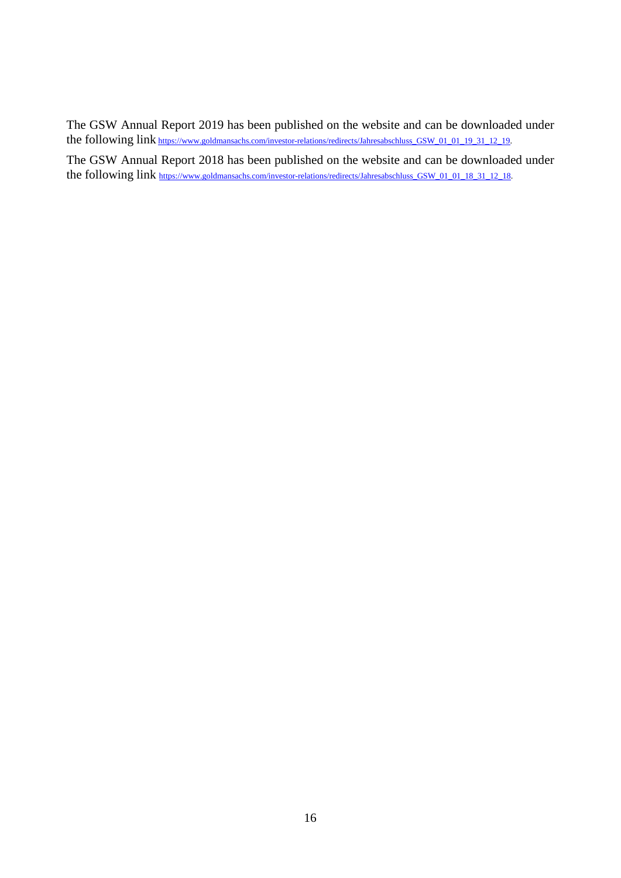The GSW Annual Report 2019 has been published on the website and can be downloaded under the following link https://www.goldmansachs.com/investor-relations/redirects/Jahresabschluss_GSW_01_01_19_31_12_19.

The GSW Annual Report 2018 has been published on the website and can be downloaded under the following link https://www.goldmansachs.com/investor-relations/redirects/Jahresabschluss_GSW_01_01_18_31_12_18.